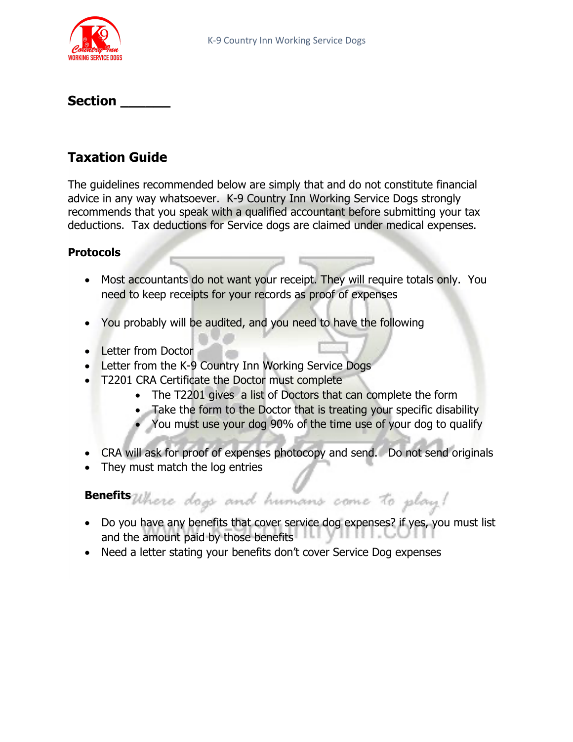**Section \_\_\_\_\_\_\_**

## Taxation Guide

The guidelines recommended below are simply that and do not constitute financial advice in any way whatsoever. K-9 Country Inn Working Service Dogs strongly recommends that you speak with a qualified accountant before submitting your tax deductions. Tax deductions for Service dogs are claimed under medical expenses.

### Protocols

- Most accountants do not want your receipt. They will require totals only. You need to keep receipts for your records as proof of expenses

- You probably will be audited, and you need to have the following

- Letter from Doctor
- Letter from the K-9 Country Inn Working Service Dogs
- T2201 CRA Certificate the Doctor must complete
  - The T2201 gives a list of Doctors that can complete the form
  - Take the form to the Doctor that is treating your specific disability
  - You must use your dog 90% of the time use of your dog to qualify

- CRA will ask for proof of expenses photocopy and send. Do not send originals
- They must match the log entries

### Benefits

- Do you have any benefits that cover service dog expenses? if yes, you must list and the amount paid by those benefits
- Need a letter stating your benefits don't cover Service Dog expenses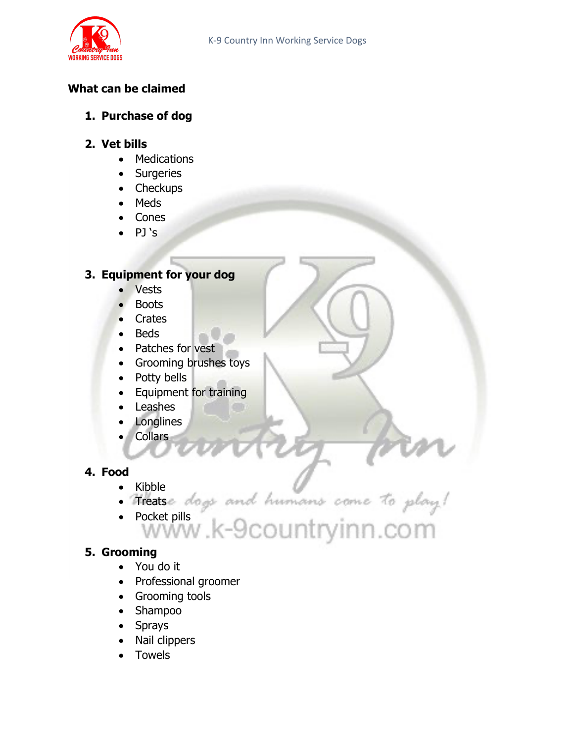## What can be claimed

1. **Purchase of dog**

2. **Vet bills**
    - Medications
    - Surgeries
    - Checkups
    - Meds
    - Cones
    - PJ 's

3. **Equipment for your dog**
    - Vests
    - Boots
    - Crates
    - Beds
    - Patches for vest
    - Grooming brushes toys
    - Potty bells
    - Equipment for training
    - Leashes
    - Longlines
    - Collars

4. **Food**
    - Kibble
    - Treats
    - Pocket pills

5. **Grooming**
    - You do it
    - Professional groomer
    - Grooming tools
    - Shampoo
    - Sprays
    - Nail clippers
    - Towels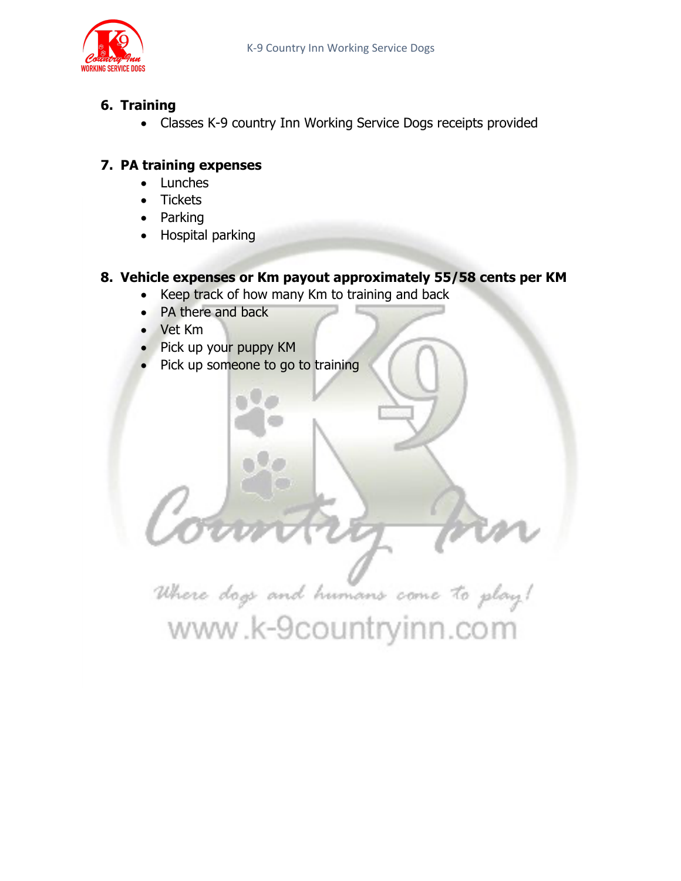6. **Training**
    - Classes K-9 country Inn Working Service Dogs receipts provided

7. **PA training expenses**
    - Lunches
    - Tickets
    - Parking
    - Hospital parking

8. **Vehicle expenses or Km payout approximately 55/58 cents per KM**
    - Keep track of how many Km to training and back
    - PA there and back
    - Vet Km
    - Pick up your puppy KM
    - Pick up someone to go to training